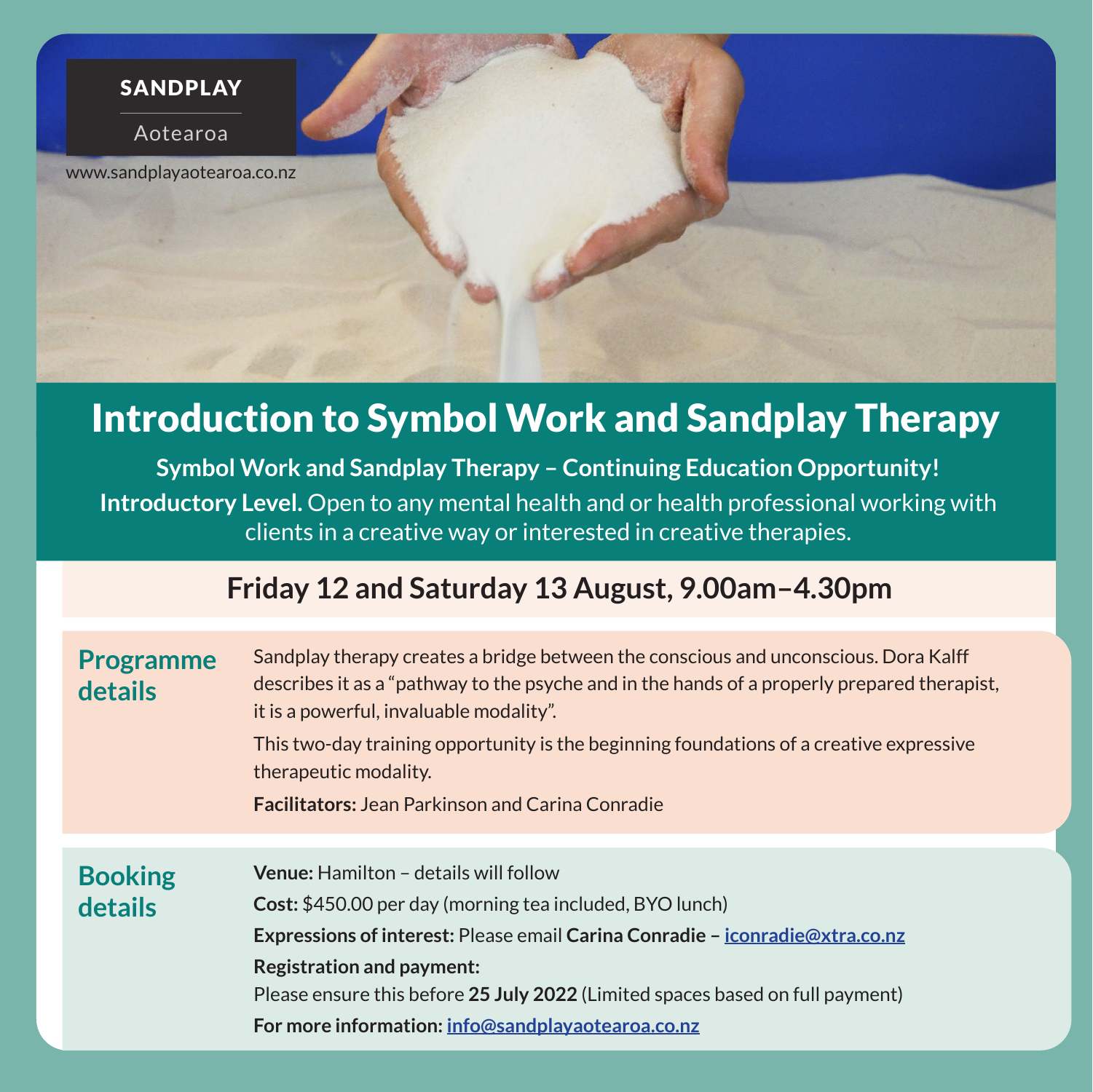SANDPLAY

Aotearoa

www.sandplayaotearoa.co.nz

# Introduction to Symbol Work and Sandplay Therapy

**Symbol Work and Sandplay Therapy – Continuing Education Opportunity!**

**Introductory Level.** Open to any mental health and or health professional working with clients in a creative way or interested in creative therapies.

## Friday 12 and Saturday 13 August, 9.00am–4.30pm

### Programme details

Sandplay therapy creates a bridge between the conscious and unconscious. Dora Kalff describes it as a "pathway to the psyche and in the hands of a properly prepared therapist, it is a powerful, invaluable modality".

This two-day training opportunity is the beginning foundations of a creative expressive therapeutic modality.

**Facilitators:** Jean Parkinson and Carina Conradie

### Booking details

**Venue:** Hamilton – details will follow

**Cost:** $450.00 per day (morning tea included, BYO lunch)

**Expressions of interest:** Please email **Carina Conradie – iconradie@xtra.co.nz**

**Registration and payment:**
Please ensure this before **25 July 2022** (Limited spaces based on full payment)

**For more information:** info@sandplayaotearoa.co.nz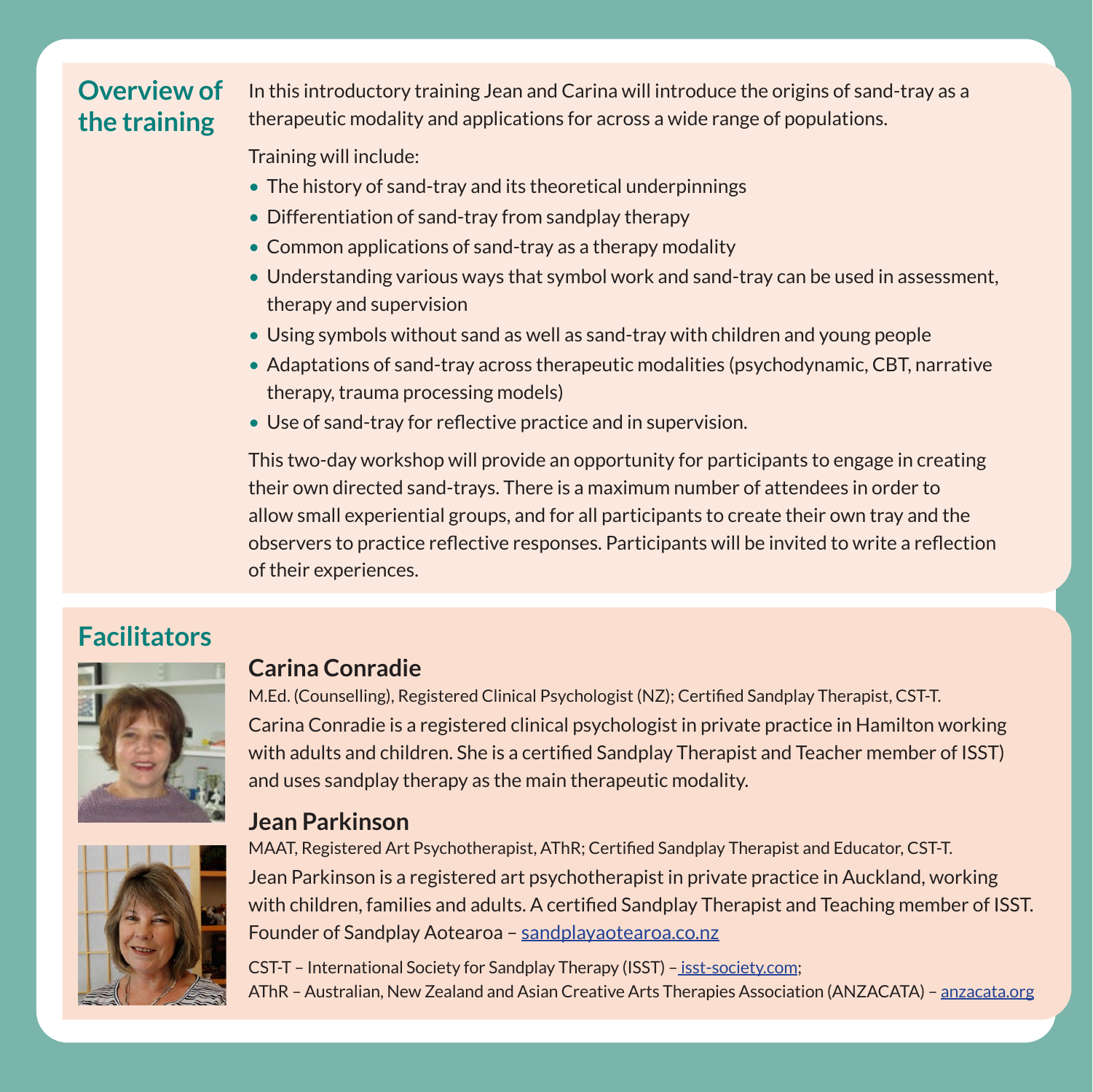## Overview of the training

In this introductory training Jean and Carina will introduce the origins of sand-tray as a therapeutic modality and applications for across a wide range of populations.

Training will include:

- The history of sand-tray and its theoretical underpinnings
- Differentiation of sand-tray from sandplay therapy
- Common applications of sand-tray as a therapy modality
- Understanding various ways that symbol work and sand-tray can be used in assessment, therapy and supervision
- Using symbols without sand as well as sand-tray with children and young people
- Adaptations of sand-tray across therapeutic modalities (psychodynamic, CBT, narrative therapy, trauma processing models)
- Use of sand-tray for reflective practice and in supervision.

This two-day workshop will provide an opportunity for participants to engage in creating their own directed sand-trays. There is a maximum number of attendees in order to allow small experiential groups, and for all participants to create their own tray and the observers to practice reflective responses. Participants will be invited to write a reflection of their experiences.

## Facilitators

### Carina Conradie

M.Ed. (Counselling), Registered Clinical Psychologist (NZ); Certified Sandplay Therapist, CST-T.

Carina Conradie is a registered clinical psychologist in private practice in Hamilton working with adults and children. She is a certified Sandplay Therapist and Teacher member of ISST) and uses sandplay therapy as the main therapeutic modality.

### Jean Parkinson

MAAT, Registered Art Psychotherapist, AThR; Certified Sandplay Therapist and Educator, CST-T.

Jean Parkinson is a registered art psychotherapist in private practice in Auckland, working with children, families and adults. A certified Sandplay Therapist and Teaching member of ISST. Founder of Sandplay Aotearoa – sandplayaotearoa.co.nz

CST-T – International Society for Sandplay Therapy (ISST) – isst-society.com;
AThR – Australian, New Zealand and Asian Creative Arts Therapies Association (ANZACATA) – anzacata.org